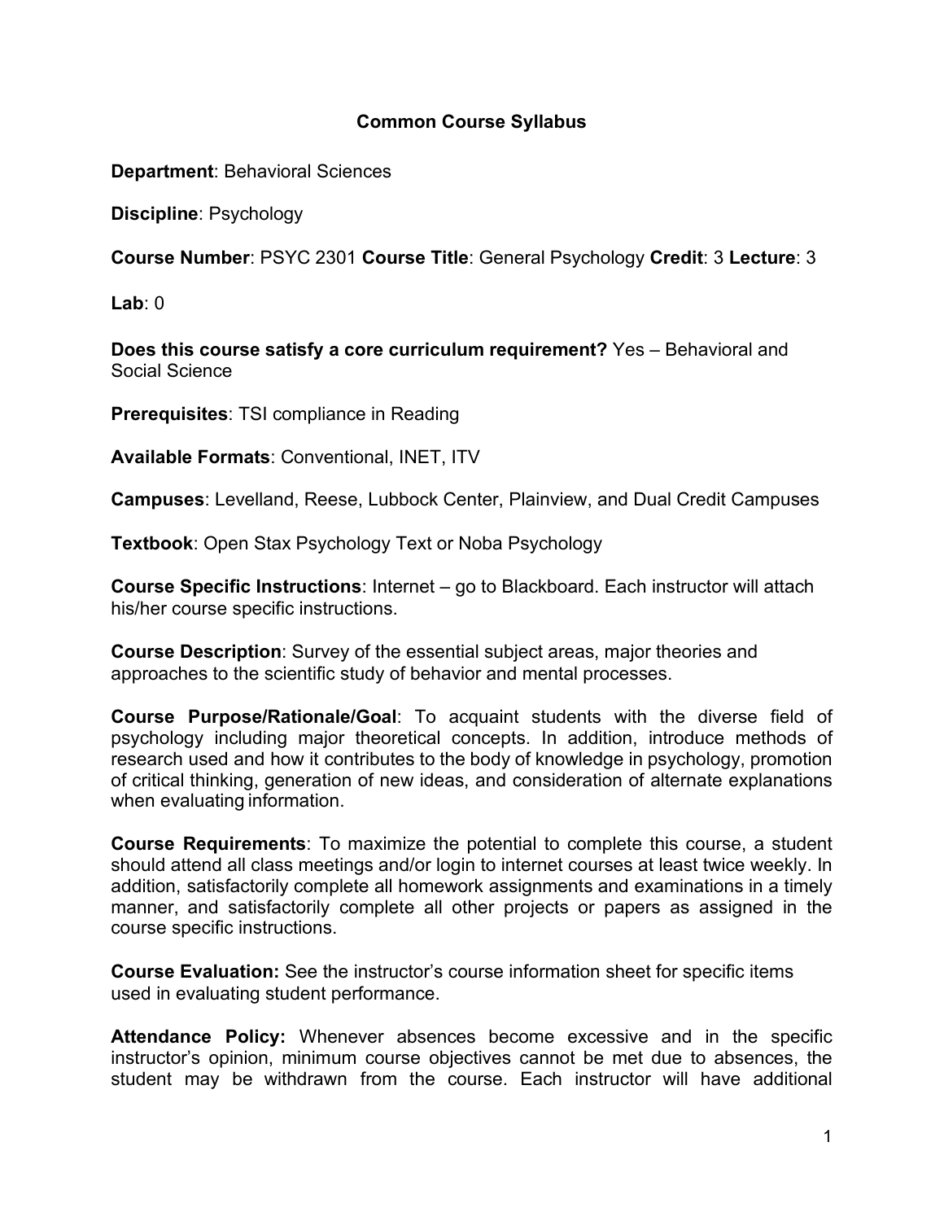# Common Course Syllabus

**Department**: Behavioral Sciences

**Discipline**: Psychology

**Course Number**: PSYC 2301 **Course Title**: General Psychology **Credit**: 3 **Lecture**: 3

**Lab**: 0

**Does this course satisfy a core curriculum requirement?** Yes – Behavioral and Social Science

**Prerequisites**: TSI compliance in Reading

**Available Formats**: Conventional, INET, ITV

**Campuses**: Levelland, Reese, Lubbock Center, Plainview, and Dual Credit Campuses

**Textbook**: Open Stax Psychology Text or Noba Psychology

**Course Specific Instructions**: Internet – go to Blackboard. Each instructor will attach his/her course specific instructions.

**Course Description**: Survey of the essential subject areas, major theories and approaches to the scientific study of behavior and mental processes.

**Course Purpose/Rationale/Goal**: To acquaint students with the diverse field of psychology including major theoretical concepts. In addition, introduce methods of research used and how it contributes to the body of knowledge in psychology, promotion of critical thinking, generation of new ideas, and consideration of alternate explanations when evaluating information.

**Course Requirements**: To maximize the potential to complete this course, a student should attend all class meetings and/or login to internet courses at least twice weekly. In addition, satisfactorily complete all homework assignments and examinations in a timely manner, and satisfactorily complete all other projects or papers as assigned in the course specific instructions.

**Course Evaluation:** See the instructor's course information sheet for specific items used in evaluating student performance.

**Attendance Policy:** Whenever absences become excessive and in the specific instructor's opinion, minimum course objectives cannot be met due to absences, the student may be withdrawn from the course. Each instructor will have additional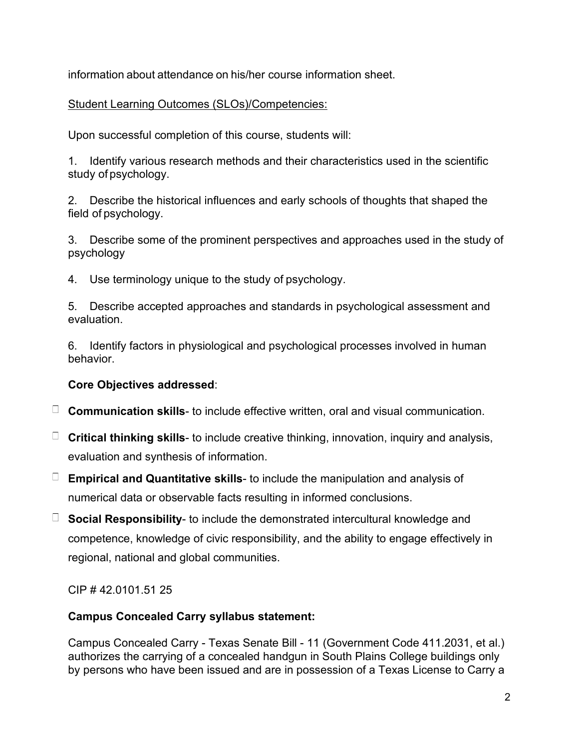information about attendance on his/her course information sheet.

Student Learning Outcomes (SLOs)/Competencies:

Upon successful completion of this course, students will:

1. Identify various research methods and their characteristics used in the scientific study of psychology.

2. Describe the historical influences and early schools of thoughts that shaped the field of psychology.

3. Describe some of the prominent perspectives and approaches used in the study of psychology

4. Use terminology unique to the study of psychology.

5. Describe accepted approaches and standards in psychological assessment and evaluation.

6. Identify factors in physiological and psychological processes involved in human behavior.

**Core Objectives addressed**:

- **Communication skills**- to include effective written, oral and visual communication.
- **Critical thinking skills**- to include creative thinking, innovation, inquiry and analysis, evaluation and synthesis of information.
- **Empirical and Quantitative skills**- to include the manipulation and analysis of numerical data or observable facts resulting in informed conclusions.
- **Social Responsibility**- to include the demonstrated intercultural knowledge and competence, knowledge of civic responsibility, and the ability to engage effectively in regional, national and global communities.

CIP # 42.0101.51 25

**Campus Concealed Carry syllabus statement:**

Campus Concealed Carry - Texas Senate Bill - 11 (Government Code 411.2031, et al.) authorizes the carrying of a concealed handgun in South Plains College buildings only by persons who have been issued and are in possession of a Texas License to Carry a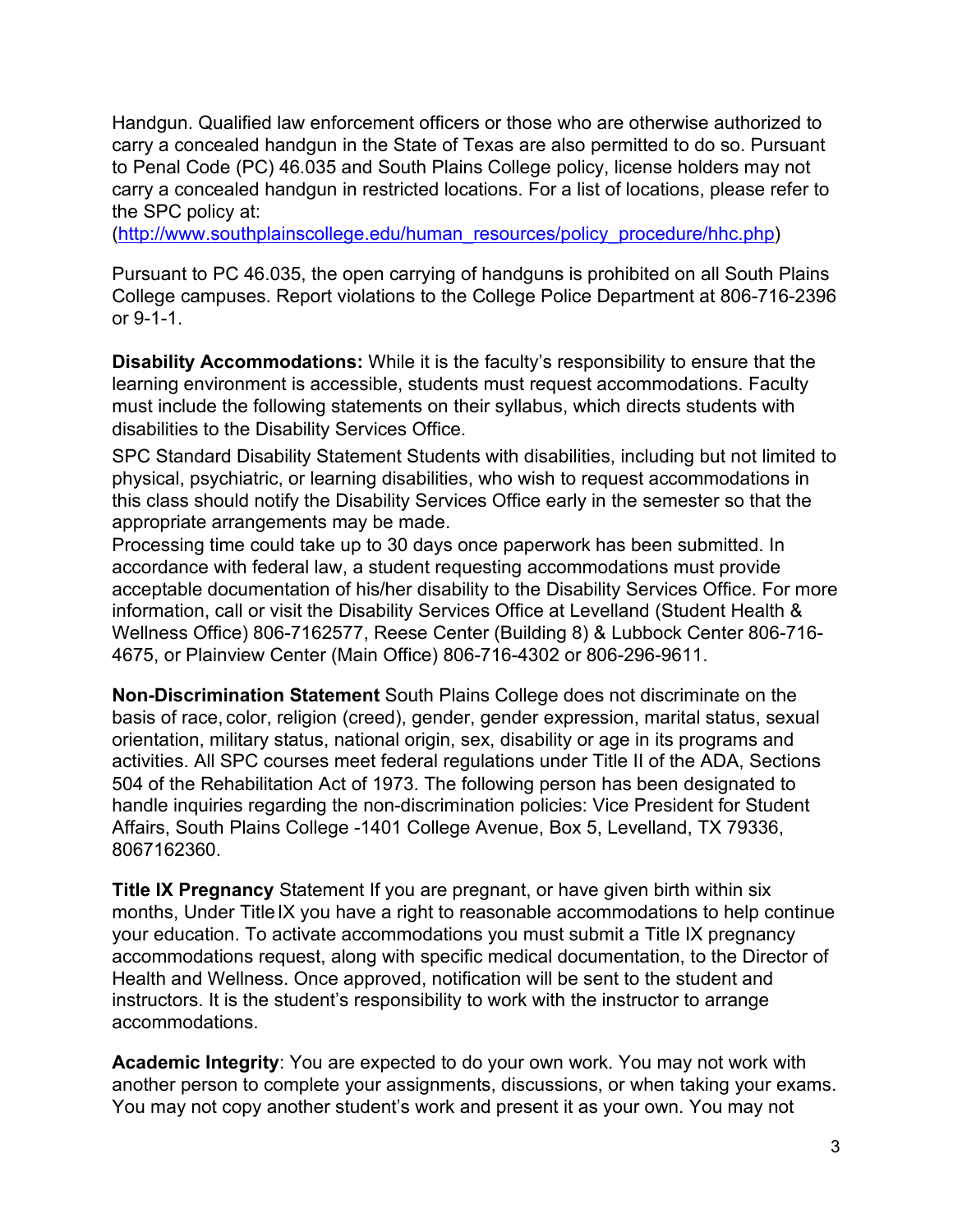Handgun. Qualified law enforcement officers or those who are otherwise authorized to carry a concealed handgun in the State of Texas are also permitted to do so. Pursuant to Penal Code (PC) 46.035 and South Plains College policy, license holders may not carry a concealed handgun in restricted locations. For a list of locations, please refer to the SPC policy at:
(http://www.southplainscollege.edu/human_resources/policy_procedure/hhc.php)

Pursuant to PC 46.035, the open carrying of handguns is prohibited on all South Plains College campuses. Report violations to the College Police Department at 806-716-2396 or 9-1-1.

**Disability Accommodations:** While it is the faculty's responsibility to ensure that the learning environment is accessible, students must request accommodations. Faculty must include the following statements on their syllabus, which directs students with disabilities to the Disability Services Office.

SPC Standard Disability Statement Students with disabilities, including but not limited to physical, psychiatric, or learning disabilities, who wish to request accommodations in this class should notify the Disability Services Office early in the semester so that the appropriate arrangements may be made.

Processing time could take up to 30 days once paperwork has been submitted. In accordance with federal law, a student requesting accommodations must provide acceptable documentation of his/her disability to the Disability Services Office. For more information, call or visit the Disability Services Office at Levelland (Student Health & Wellness Office) 806-7162577, Reese Center (Building 8) & Lubbock Center 806-716-4675, or Plainview Center (Main Office) 806-716-4302 or 806-296-9611.

**Non-Discrimination Statement** South Plains College does not discriminate on the basis of race, color, religion (creed), gender, gender expression, marital status, sexual orientation, military status, national origin, sex, disability or age in its programs and activities. All SPC courses meet federal regulations under Title II of the ADA, Sections 504 of the Rehabilitation Act of 1973. The following person has been designated to handle inquiries regarding the non-discrimination policies: Vice President for Student Affairs, South Plains College -1401 College Avenue, Box 5, Levelland, TX 79336, 8067162360.

**Title IX Pregnancy** Statement If you are pregnant, or have given birth within six months, Under Title IX you have a right to reasonable accommodations to help continue your education. To activate accommodations you must submit a Title IX pregnancy accommodations request, along with specific medical documentation, to the Director of Health and Wellness. Once approved, notification will be sent to the student and instructors. It is the student's responsibility to work with the instructor to arrange accommodations.

**Academic Integrity**: You are expected to do your own work. You may not work with another person to complete your assignments, discussions, or when taking your exams. You may not copy another student's work and present it as your own. You may not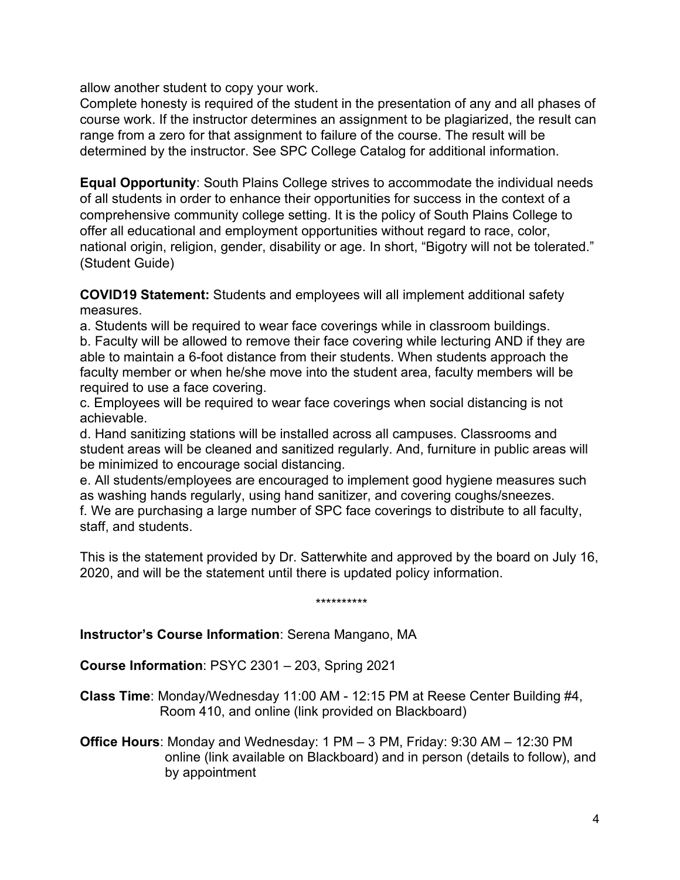allow another student to copy your work.
Complete honesty is required of the student in the presentation of any and all phases of course work. If the instructor determines an assignment to be plagiarized, the result can range from a zero for that assignment to failure of the course. The result will be determined by the instructor. See SPC College Catalog for additional information.

**Equal Opportunity**: South Plains College strives to accommodate the individual needs of all students in order to enhance their opportunities for success in the context of a comprehensive community college setting. It is the policy of South Plains College to offer all educational and employment opportunities without regard to race, color, national origin, religion, gender, disability or age. In short, "Bigotry will not be tolerated." (Student Guide)

**COVID19 Statement:** Students and employees will all implement additional safety measures.

a. Students will be required to wear face coverings while in classroom buildings.
b. Faculty will be allowed to remove their face covering while lecturing AND if they are able to maintain a 6-foot distance from their students. When students approach the faculty member or when he/she move into the student area, faculty members will be required to use a face covering.
c. Employees will be required to wear face coverings when social distancing is not achievable.
d. Hand sanitizing stations will be installed across all campuses. Classrooms and student areas will be cleaned and sanitized regularly. And, furniture in public areas will be minimized to encourage social distancing.
e. All students/employees are encouraged to implement good hygiene measures such as washing hands regularly, using hand sanitizer, and covering coughs/sneezes.
f. We are purchasing a large number of SPC face coverings to distribute to all faculty, staff, and students.

This is the statement provided by Dr. Satterwhite and approved by the board on July 16, 2020, and will be the statement until there is updated policy information.

**********

**Instructor's Course Information**: Serena Mangano, MA

**Course Information**: PSYC 2301 – 203, Spring 2021

**Class Time**: Monday/Wednesday 11:00 AM - 12:15 PM at Reese Center Building #4, Room 410, and online (link provided on Blackboard)

**Office Hours**: Monday and Wednesday: 1 PM – 3 PM, Friday: 9:30 AM – 12:30 PM online (link available on Blackboard) and in person (details to follow), and by appointment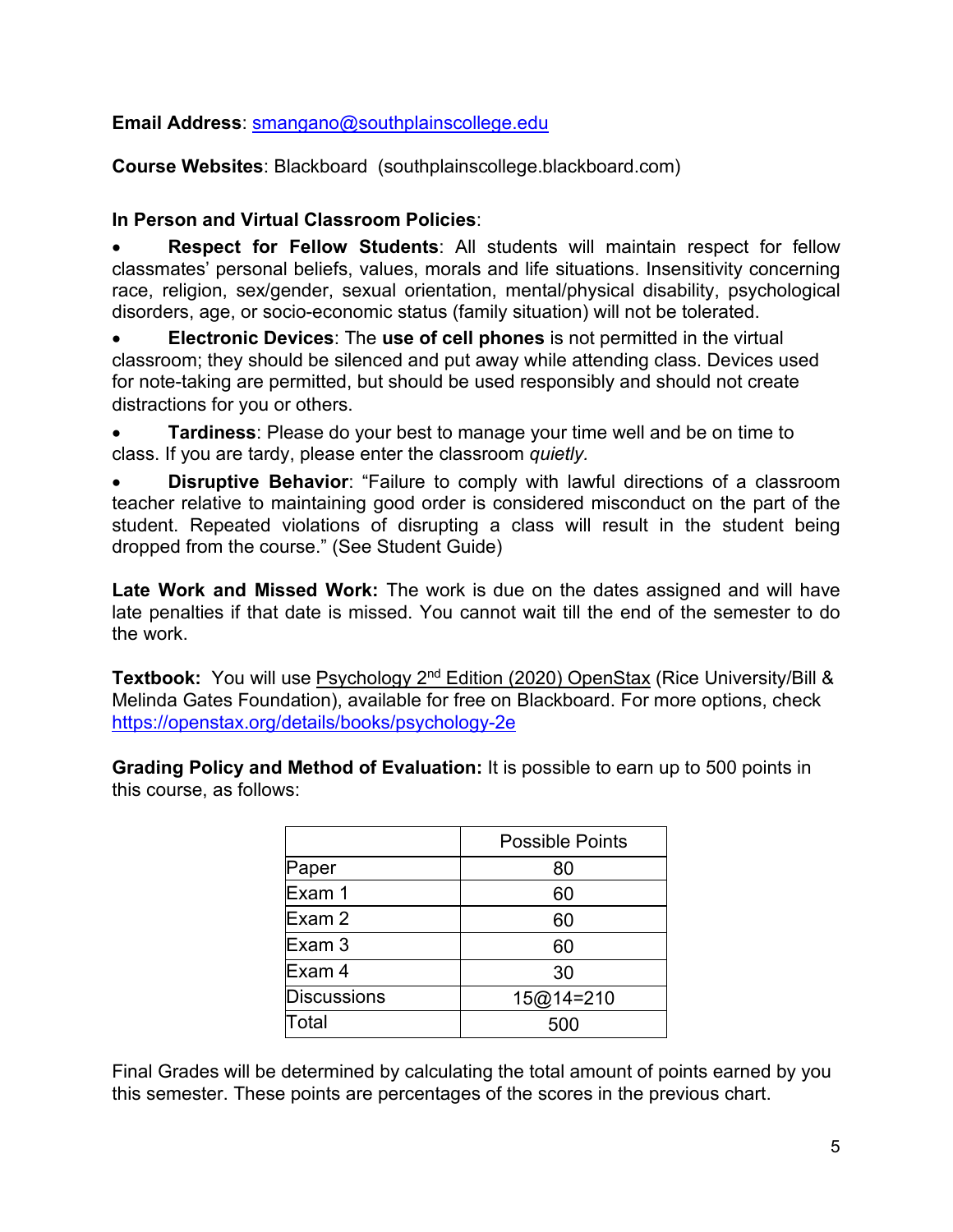**Email Address**: smangano@southplainscollege.edu

**Course Websites**: Blackboard (southplainscollege.blackboard.com)

**In Person and Virtual Classroom Policies**:

- **Respect for Fellow Students**: All students will maintain respect for fellow classmates' personal beliefs, values, morals and life situations. Insensitivity concerning race, religion, sex/gender, sexual orientation, mental/physical disability, psychological disorders, age, or socio-economic status (family situation) will not be tolerated.
- **Electronic Devices**: The **use of cell phones** is not permitted in the virtual classroom; they should be silenced and put away while attending class. Devices used for note-taking are permitted, but should be used responsibly and should not create distractions for you or others.
- **Tardiness**: Please do your best to manage your time well and be on time to class. If you are tardy, please enter the classroom *quietly.*
- **Disruptive Behavior**: "Failure to comply with lawful directions of a classroom teacher relative to maintaining good order is considered misconduct on the part of the student. Repeated violations of disrupting a class will result in the student being dropped from the course." (See Student Guide)

**Late Work and Missed Work:** The work is due on the dates assigned and will have late penalties if that date is missed. You cannot wait till the end of the semester to do the work.

**Textbook:** You will use Psychology 2nd Edition (2020) OpenStax (Rice University/Bill & Melinda Gates Foundation), available for free on Blackboard. For more options, check https://openstax.org/details/books/psychology-2e

**Grading Policy and Method of Evaluation:** It is possible to earn up to 500 points in this course, as follows:

| | Possible Points |
|---|---|
| Paper | 80 |
| Exam 1 | 60 |
| Exam 2 | 60 |
| Exam 3 | 60 |
| Exam 4 | 30 |
| Discussions | 15@14=210 |
| Total | 500 |

Final Grades will be determined by calculating the total amount of points earned by you this semester. These points are percentages of the scores in the previous chart.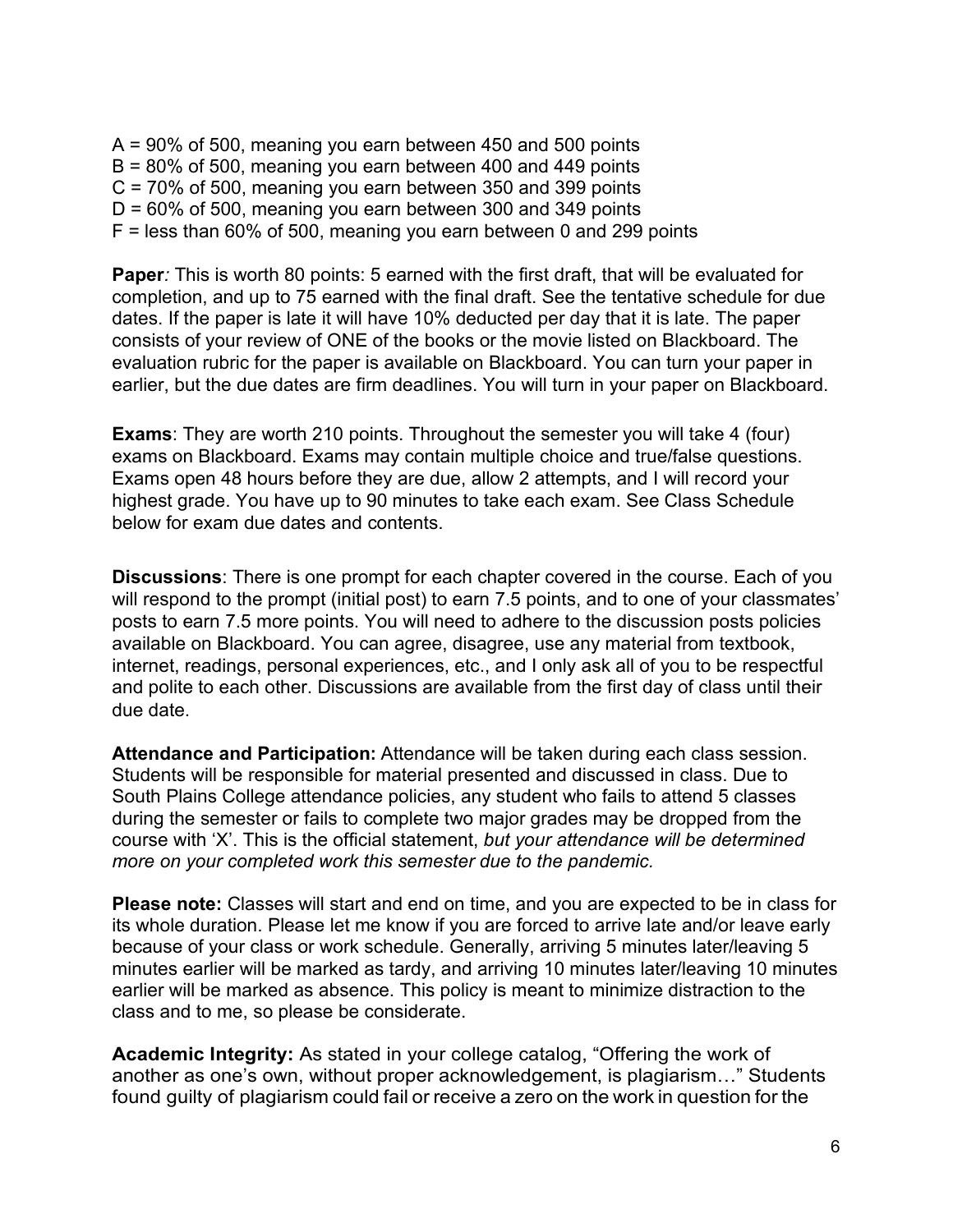A = 90% of 500, meaning you earn between 450 and 500 points
B = 80% of 500, meaning you earn between 400 and 449 points
C = 70% of 500, meaning you earn between 350 and 399 points
D = 60% of 500, meaning you earn between 300 and 349 points
F = less than 60% of 500, meaning you earn between 0 and 299 points

**Paper***:* This is worth 80 points: 5 earned with the first draft, that will be evaluated for completion, and up to 75 earned with the final draft. See the tentative schedule for due dates. If the paper is late it will have 10% deducted per day that it is late. The paper consists of your review of ONE of the books or the movie listed on Blackboard. The evaluation rubric for the paper is available on Blackboard. You can turn your paper in earlier, but the due dates are firm deadlines. You will turn in your paper on Blackboard.

**Exams**: They are worth 210 points. Throughout the semester you will take 4 (four) exams on Blackboard. Exams may contain multiple choice and true/false questions. Exams open 48 hours before they are due, allow 2 attempts, and I will record your highest grade. You have up to 90 minutes to take each exam. See Class Schedule below for exam due dates and contents.

**Discussions**: There is one prompt for each chapter covered in the course. Each of you will respond to the prompt (initial post) to earn 7.5 points, and to one of your classmates' posts to earn 7.5 more points. You will need to adhere to the discussion posts policies available on Blackboard. You can agree, disagree, use any material from textbook, internet, readings, personal experiences, etc., and I only ask all of you to be respectful and polite to each other. Discussions are available from the first day of class until their due date.

**Attendance and Participation:** Attendance will be taken during each class session. Students will be responsible for material presented and discussed in class. Due to South Plains College attendance policies, any student who fails to attend 5 classes during the semester or fails to complete two major grades may be dropped from the course with 'X'. This is the official statement, *but your attendance will be determined more on your completed work this semester due to the pandemic.*

**Please note:** Classes will start and end on time, and you are expected to be in class for its whole duration. Please let me know if you are forced to arrive late and/or leave early because of your class or work schedule. Generally, arriving 5 minutes later/leaving 5 minutes earlier will be marked as tardy, and arriving 10 minutes later/leaving 10 minutes earlier will be marked as absence. This policy is meant to minimize distraction to the class and to me, so please be considerate.

**Academic Integrity:** As stated in your college catalog, "Offering the work of another as one's own, without proper acknowledgement, is plagiarism…" Students found guilty of plagiarism could fail or receive a zero on the work in question for the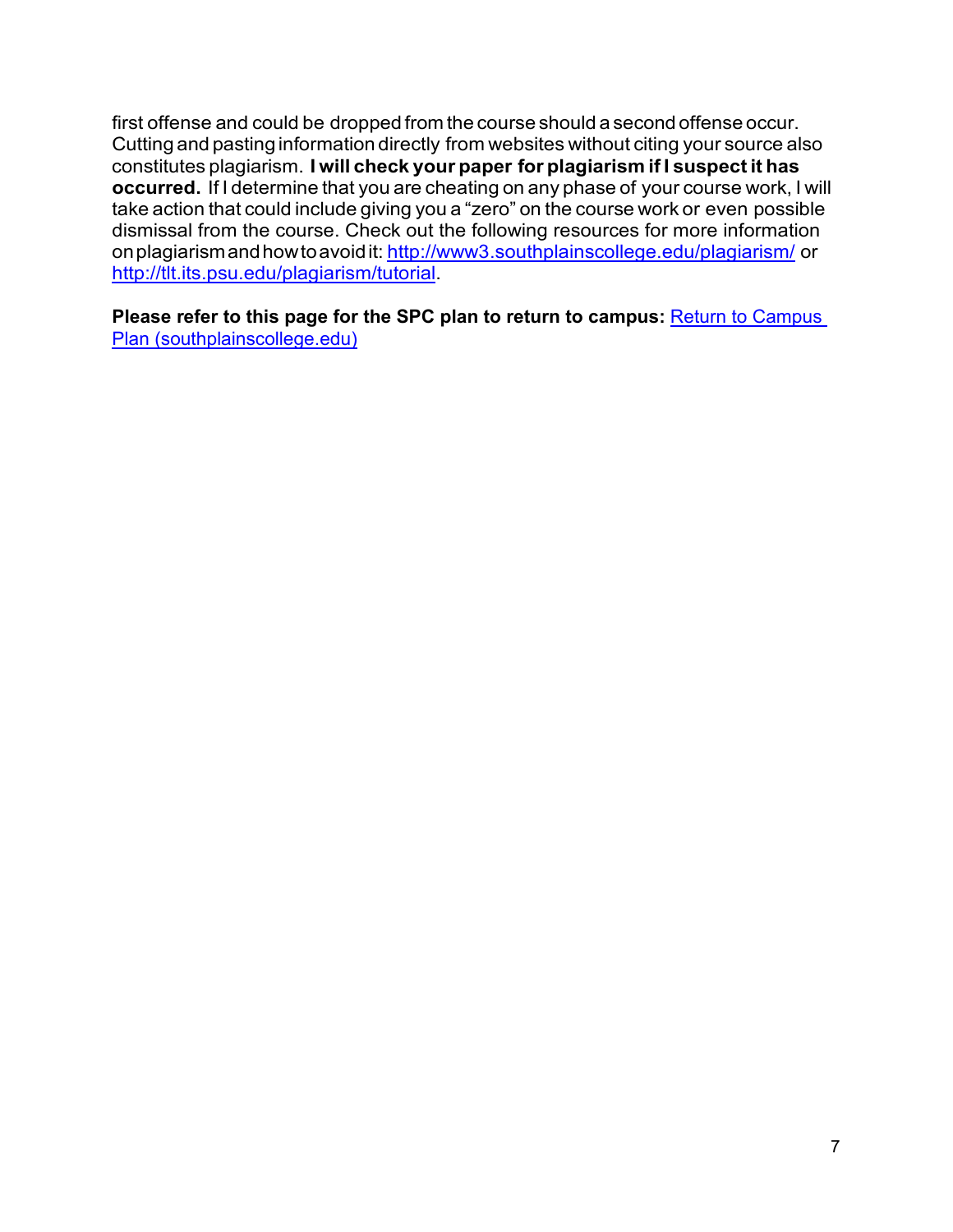first offense and could be dropped from the course should a second offense occur. Cutting and pasting information directly from websites without citing your source also constitutes plagiarism. **I will check your paper for plagiarism if I suspect it has occurred.** If I determine that you are cheating on any phase of your course work, I will take action that could include giving you a "zero" on the course work or even possible dismissal from the course. Check out the following resources for more information on plagiarism and how to avoid it: http://www3.southplainscollege.edu/plagiarism/ or http://tlt.its.psu.edu/plagiarism/tutorial.

**Please refer to this page for the SPC plan to return to campus:** Return to Campus Plan (southplainscollege.edu)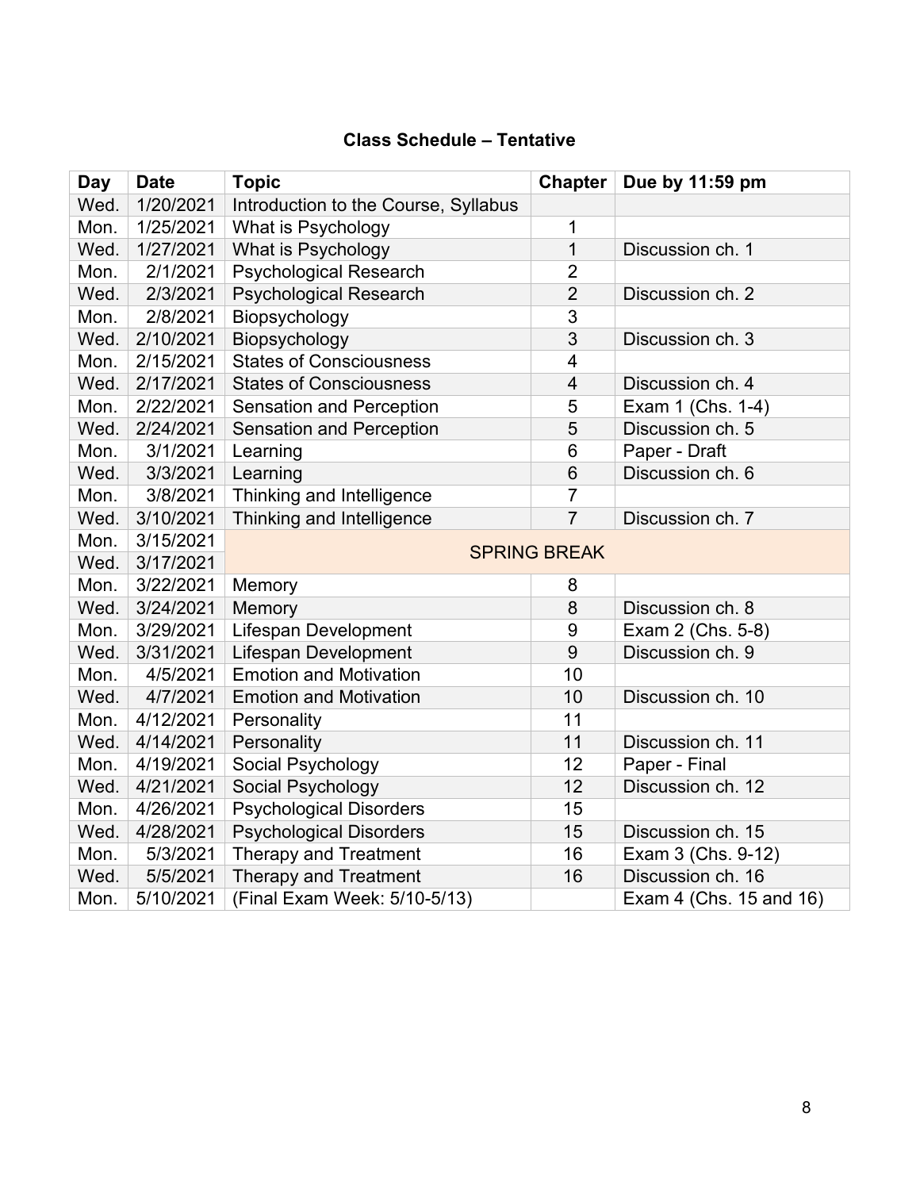## Class Schedule – Tentative

| Day | Date | Topic | Chapter | Due by 11:59 pm |
|---|---|---|---|---|
| Wed. | 1/20/2021 | Introduction to the Course, Syllabus | | |
| Mon. | 1/25/2021 | What is Psychology | 1 | |
| Wed. | 1/27/2021 | What is Psychology | 1 | Discussion ch. 1 |
| Mon. | 2/1/2021 | Psychological Research | 2 | |
| Wed. | 2/3/2021 | Psychological Research | 2 | Discussion ch. 2 |
| Mon. | 2/8/2021 | Biopsychology | 3 | |
| Wed. | 2/10/2021 | Biopsychology | 3 | Discussion ch. 3 |
| Mon. | 2/15/2021 | States of Consciousness | 4 | |
| Wed. | 2/17/2021 | States of Consciousness | 4 | Discussion ch. 4 |
| Mon. | 2/22/2021 | Sensation and Perception | 5 | Exam 1 (Chs. 1-4) |
| Wed. | 2/24/2021 | Sensation and Perception | 5 | Discussion ch. 5 |
| Mon. | 3/1/2021 | Learning | 6 | Paper - Draft |
| Wed. | 3/3/2021 | Learning | 6 | Discussion ch. 6 |
| Mon. | 3/8/2021 | Thinking and Intelligence | 7 | |
| Wed. | 3/10/2021 | Thinking and Intelligence | 7 | Discussion ch. 7 |
| Mon. | 3/15/2021 | SPRING BREAK | | |
| Wed. | 3/17/2021 | | | |
| Mon. | 3/22/2021 | Memory | 8 | |
| Wed. | 3/24/2021 | Memory | 8 | Discussion ch. 8 |
| Mon. | 3/29/2021 | Lifespan Development | 9 | Exam 2 (Chs. 5-8) |
| Wed. | 3/31/2021 | Lifespan Development | 9 | Discussion ch. 9 |
| Mon. | 4/5/2021 | Emotion and Motivation | 10 | |
| Wed. | 4/7/2021 | Emotion and Motivation | 10 | Discussion ch. 10 |
| Mon. | 4/12/2021 | Personality | 11 | |
| Wed. | 4/14/2021 | Personality | 11 | Discussion ch. 11 |
| Mon. | 4/19/2021 | Social Psychology | 12 | Paper - Final |
| Wed. | 4/21/2021 | Social Psychology | 12 | Discussion ch. 12 |
| Mon. | 4/26/2021 | Psychological Disorders | 15 | |
| Wed. | 4/28/2021 | Psychological Disorders | 15 | Discussion ch. 15 |
| Mon. | 5/3/2021 | Therapy and Treatment | 16 | Exam 3 (Chs. 9-12) |
| Wed. | 5/5/2021 | Therapy and Treatment | 16 | Discussion ch. 16 |
| Mon. | 5/10/2021 | (Final Exam Week: 5/10-5/13) | | Exam 4 (Chs. 15 and 16) |